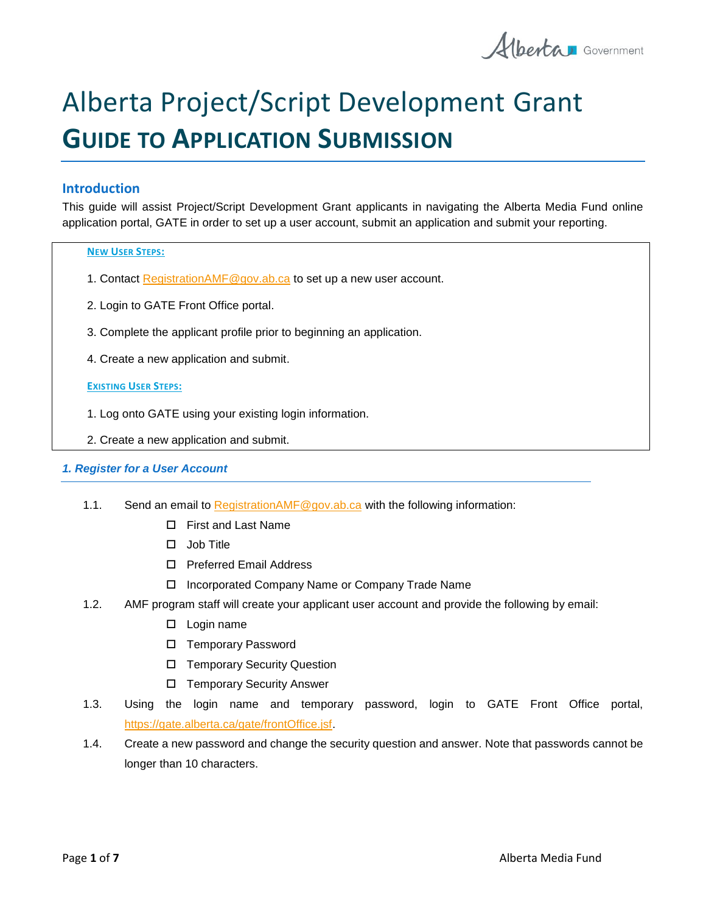# Alberta Project/Script Development Grant

# GUIDE TO APPLICATION SUBMISSION

## Introduction

This guide will assist Project/Script Development Grant applicants in navigating the Alberta Media Fund online application portal, GATE in order to set up a user account, submit an application and submit your reporting.

**NEW USER STEPS:**

1. Contact RegistrationAMF@gov.ab.ca to set up a new user account.
2. Login to GATE Front Office portal.
3. Complete the applicant profile prior to beginning an application.
4. Create a new application and submit.

**EXISTING USER STEPS:**

1. Log onto GATE using your existing login information.
2. Create a new application and submit.

### *1. Register for a User Account*

1.1. Send an email to RegistrationAMF@gov.ab.ca with the following information:

- ☐ First and Last Name
- ☐ Job Title
- ☐ Preferred Email Address
- ☐ Incorporated Company Name or Company Trade Name

1.2. AMF program staff will create your applicant user account and provide the following by email:

- ☐ Login name
- ☐ Temporary Password
- ☐ Temporary Security Question
- ☐ Temporary Security Answer

1.3. Using the login name and temporary password, login to GATE Front Office portal, https://gate.alberta.ca/gate/frontOffice.jsf.

1.4. Create a new password and change the security question and answer. Note that passwords cannot be longer than 10 characters.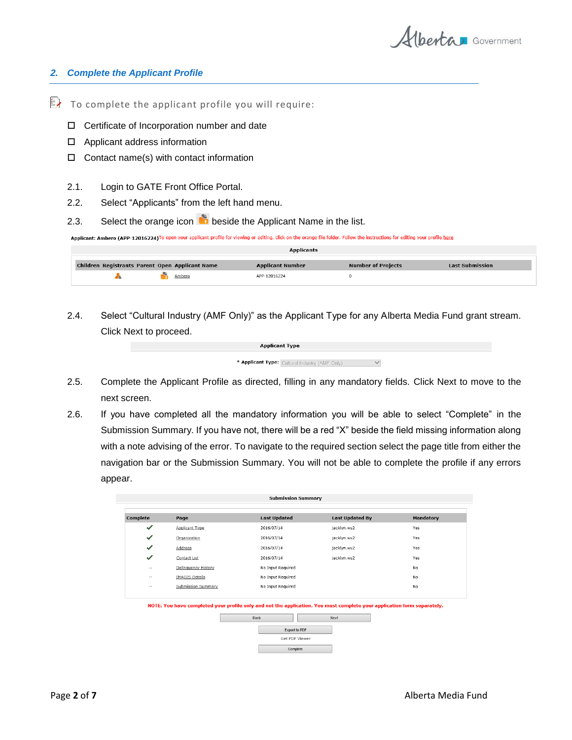## 2. Complete the Applicant Profile

To complete the applicant profile you will require:

- ☐ Certificate of Incorporation number and date
- ☐ Applicant address information
- ☐ Contact name(s) with contact information

2.1. Login to GATE Front Office Portal.

2.2. Select "Applicants" from the left hand menu.

2.3. Select the orange icon beside the Applicant Name in the list.

**Applicant: Ambero (APP-12016224)** To open your applicant profile for viewing or editing, click on the orange file folder. Follow the instructions for editing your profile here

**Applicants**

| Children | Registrants | Parent | Open | Applicant Name | Applicant Number | Number of Projects | Last Submission |
|---|---|---|---|---|---|---|---|
| | | | | Ambero | APP-12016224 | 0 | |

2.4. Select "Cultural Industry (AMF Only)" as the Applicant Type for any Alberta Media Fund grant stream. Click Next to proceed.

**Applicant Type**

\* Applicant Type: Cultural Industry (AMF Only)

2.5. Complete the Applicant Profile as directed, filling in any mandatory fields. Click Next to move to the next screen.

2.6. If you have completed all the mandatory information you will be able to select "Complete" in the Submission Summary. If you have not, there will be a red "X" beside the field missing information along with a note advising of the error. To navigate to the required section select the page title from either the navigation bar or the Submission Summary. You will not be able to complete the profile if any errors appear.

**Submission Summary**

| Complete | Page | Last Updated | Last Updated By | Mandatory |
|---|---|---|---|---|
| ✓ | Applicant Type | 2016/07/14 | jacklyn.wu2 | Yes |
| ✓ | Organization | 2016/07/14 | jacklyn.wu2 | Yes |
| ✓ | Address | 2016/07/14 | jacklyn.wu2 | Yes |
| ✓ | Contact List | 2016/07/14 | jacklyn.wu2 | Yes |
| -- | Delinquency History | No Input Required | | No |
| -- | IMAGIS Details | No Input Required | | No |
| -- | Submission Summary | No Input Required | | No |

**NOTE: You have completed your profile only and not the application. You must complete your application form separately.**

Back | Next

Export to PDF

Get PDF Viewer

Complete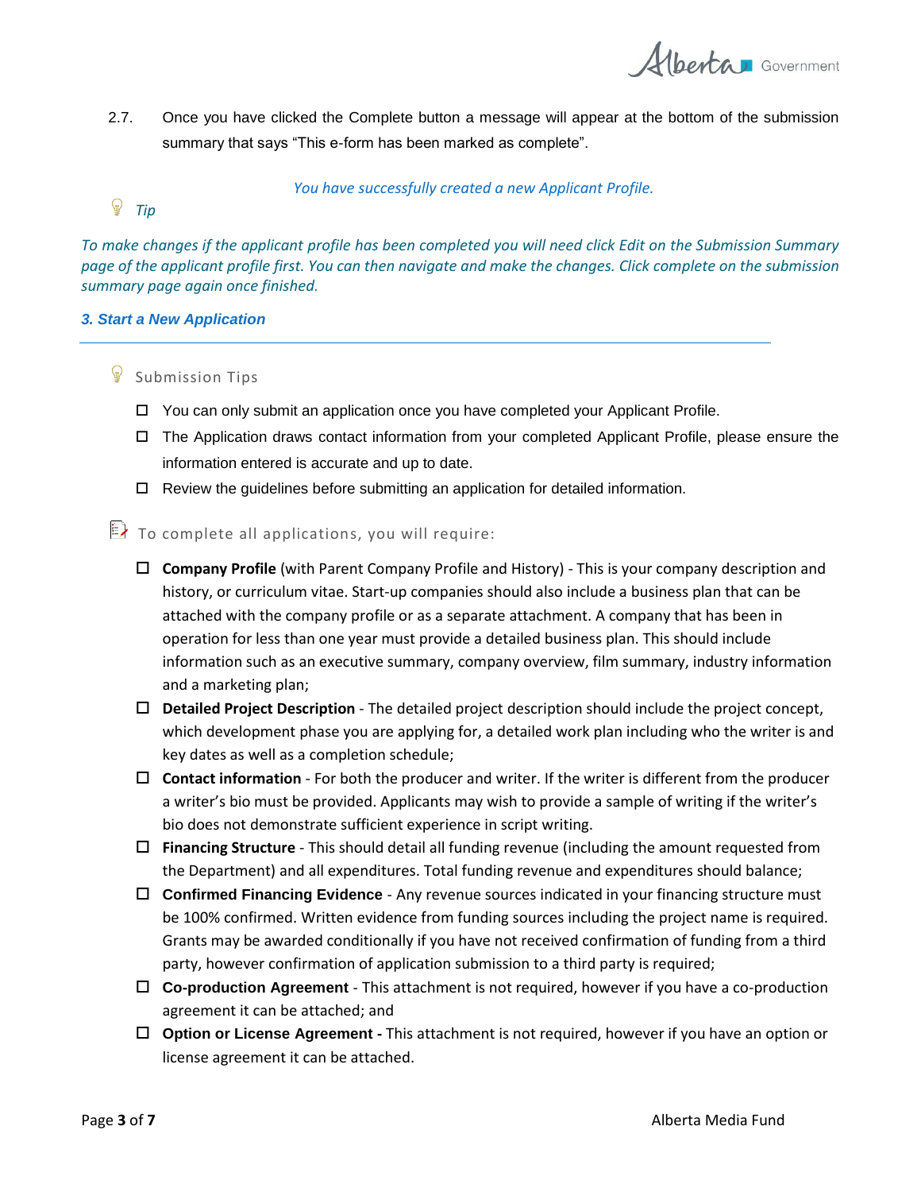2.7. Once you have clicked the Complete button a message will appear at the bottom of the submission summary that says “This e-form has been marked as complete”.

*You have successfully created a new Applicant Profile.*

*Tip*

*To make changes if the applicant profile has been completed you will need click Edit on the Submission Summary page of the applicant profile first. You can then navigate and make the changes. Click complete on the submission summary page again once finished.*

### *3. Start a New Application*

---

Submission Tips

- ☐ You can only submit an application once you have completed your Applicant Profile.
- ☐ The Application draws contact information from your completed Applicant Profile, please ensure the information entered is accurate and up to date.
- ☐ Review the guidelines before submitting an application for detailed information.

To complete all applications, you will require:

- ☐ **Company Profile** (with Parent Company Profile and History) - This is your company description and history, or curriculum vitae. Start-up companies should also include a business plan that can be attached with the company profile or as a separate attachment. A company that has been in operation for less than one year must provide a detailed business plan. This should include information such as an executive summary, company overview, film summary, industry information and a marketing plan;
- ☐ **Detailed Project Description** - The detailed project description should include the project concept, which development phase you are applying for, a detailed work plan including who the writer is and key dates as well as a completion schedule;
- ☐ **Contact information** - For both the producer and writer. If the writer is different from the producer a writer’s bio must be provided. Applicants may wish to provide a sample of writing if the writer’s bio does not demonstrate sufficient experience in script writing.
- ☐ **Financing Structure** - This should detail all funding revenue (including the amount requested from the Department) and all expenditures. Total funding revenue and expenditures should balance;
- ☐ **Confirmed Financing Evidence** - Any revenue sources indicated in your financing structure must be 100% confirmed. Written evidence from funding sources including the project name is required. Grants may be awarded conditionally if you have not received confirmation of funding from a third party, however confirmation of application submission to a third party is required;
- ☐ **Co-production Agreement** - This attachment is not required, however if you have a co-production agreement it can be attached; and
- ☐ **Option or License Agreement -** This attachment is not required, however if you have an option or license agreement it can be attached.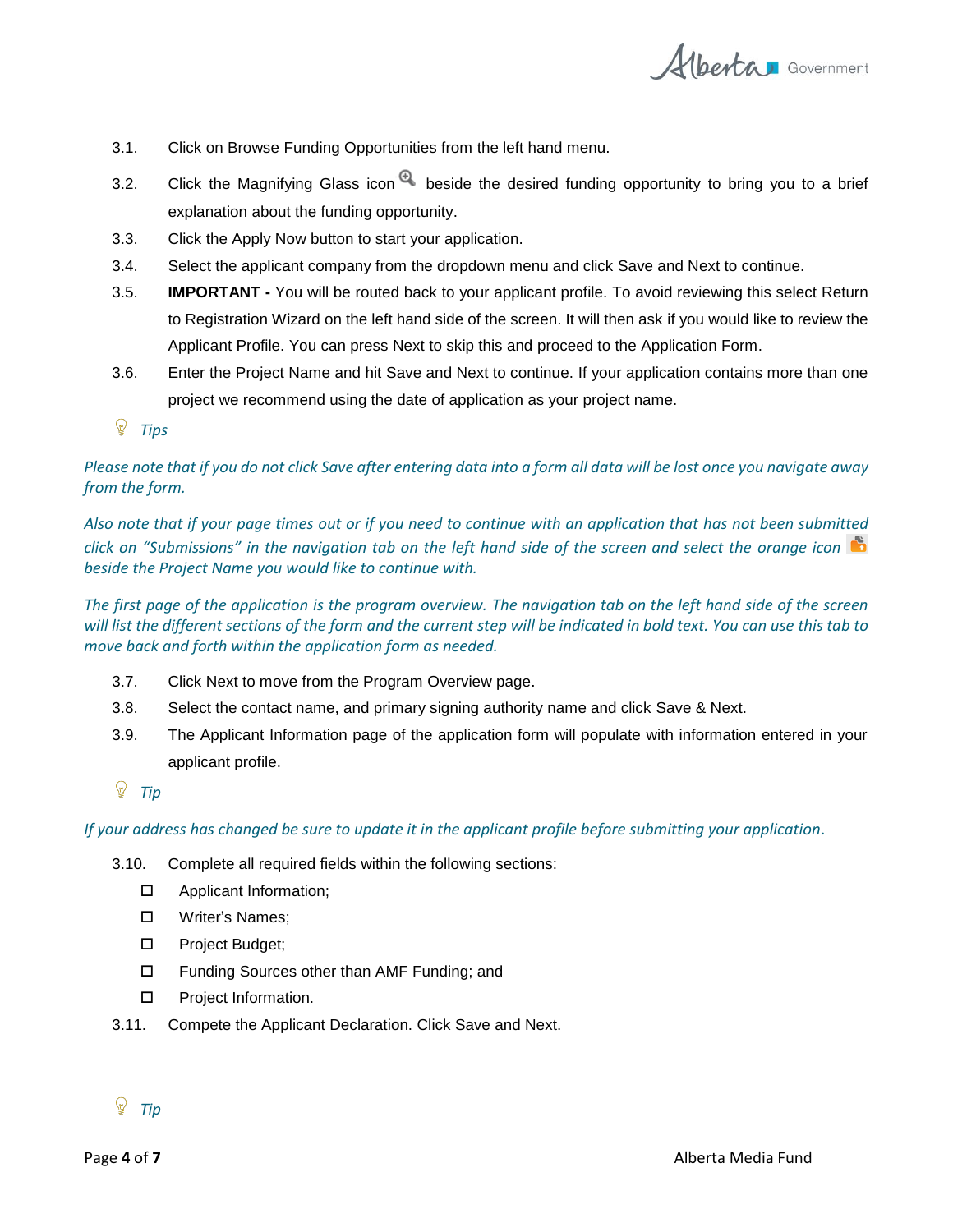3.1. Click on Browse Funding Opportunities from the left hand menu.

3.2. Click the Magnifying Glass icon beside the desired funding opportunity to bring you to a brief explanation about the funding opportunity.

3.3. Click the Apply Now button to start your application.

3.4. Select the applicant company from the dropdown menu and click Save and Next to continue.

3.5. **IMPORTANT -** You will be routed back to your applicant profile. To avoid reviewing this select Return to Registration Wizard on the left hand side of the screen. It will then ask if you would like to review the Applicant Profile. You can press Next to skip this and proceed to the Application Form.

3.6. Enter the Project Name and hit Save and Next to continue. If your application contains more than one project we recommend using the date of application as your project name.

*Tips*

*Please note that if you do not click Save after entering data into a form all data will be lost once you navigate away from the form.*

*Also note that if your page times out or if you need to continue with an application that has not been submitted click on “Submissions” in the navigation tab on the left hand side of the screen and select the orange icon beside the Project Name you would like to continue with.*

*The first page of the application is the program overview. The navigation tab on the left hand side of the screen will list the different sections of the form and the current step will be indicated in bold text. You can use this tab to move back and forth within the application form as needed.*

3.7. Click Next to move from the Program Overview page.

3.8. Select the contact name, and primary signing authority name and click Save & Next.

3.9. The Applicant Information page of the application form will populate with information entered in your applicant profile.

*Tip*

*If your address has changed be sure to update it in the applicant profile before submitting your application.*

3.10. Complete all required fields within the following sections:

- ☐ Applicant Information;
- ☐ Writer’s Names;
- ☐ Project Budget;
- ☐ Funding Sources other than AMF Funding; and
- ☐ Project Information.

3.11. Compete the Applicant Declaration. Click Save and Next.

*Tip*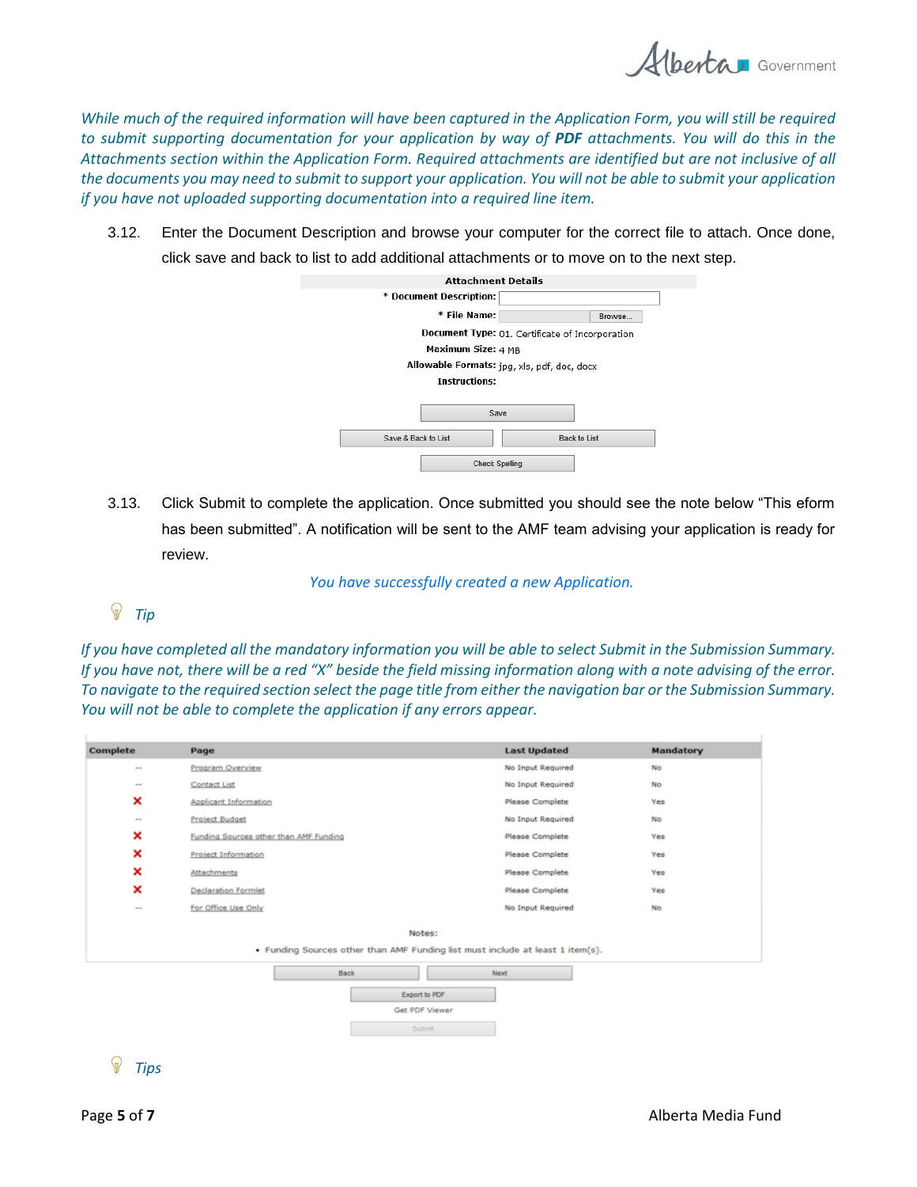*While much of the required information will have been captured in the Application Form, you will still be required to submit supporting documentation for your application by way of **PDF** attachments. You will do this in the Attachments section within the Application Form. Required attachments are identified but are not inclusive of all the documents you may need to submit to support your application. You will not be able to submit your application if you have not uploaded supporting documentation into a required line item.*

3.12. Enter the Document Description and browse your computer for the correct file to attach. Once done, click save and back to list to add additional attachments or to move on to the next step.

**Attachment Details**

| | |
|---|---|
| * Document Description: | |
| * File Name: | Browse... |
| Document Type: | 01. Certificate of Incorporation |
| Maximum Size: | 4 MB |
| Allowable Formats: | jpg, xls, pdf, doc, docx |
| Instructions: | |

Save

Save & Back to List | Back to List

Check Spelling

3.13. Click Submit to complete the application. Once submitted you should see the note below "This eform has been submitted". A notification will be sent to the AMF team advising your application is ready for review.

*You have successfully created a new Application.*

*Tip*

*If you have completed all the mandatory information you will be able to select Submit in the Submission Summary. If you have not, there will be a red "X" beside the field missing information along with a note advising of the error. To navigate to the required section select the page title from either the navigation bar or the Submission Summary. You will not be able to complete the application if any errors appear.*

| Complete | Page | Last Updated | Mandatory |
|---|---|---|---|
| -- | Program Overview | No Input Required | No |
| -- | Contact List | No Input Required | No |
| ✘ | Applicant Information | Please Complete | Yes |
| -- | Project Budget | No Input Required | No |
| ✘ | Funding Sources other than AMF Funding | Please Complete | Yes |
| ✘ | Project Information | Please Complete | Yes |
| ✘ | Attachments | Please Complete | Yes |
| ✘ | Declaration Formlet | Please Complete | Yes |
| -- | For Office Use Only | No Input Required | No |

Notes:

- Funding Sources other than AMF Funding list must include at least 1 item(s).

Back | Next

Export to PDF

Get PDF Viewer

Submit

*Tips*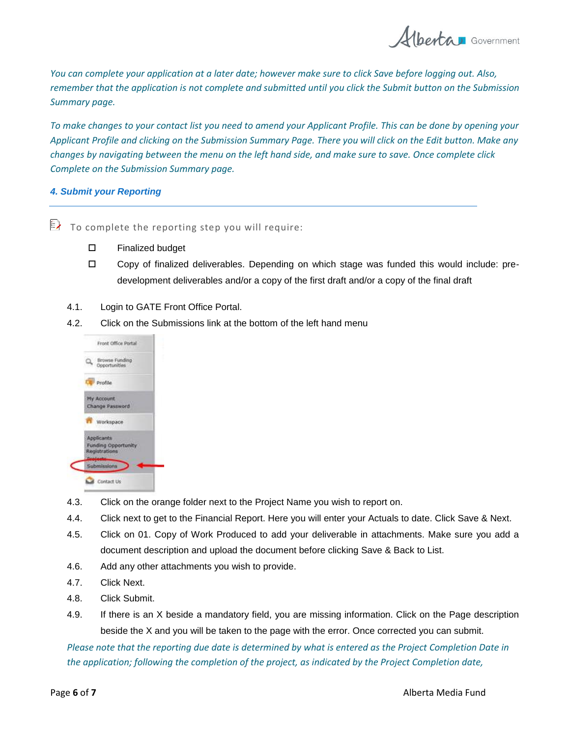*You can complete your application at a later date; however make sure to click Save before logging out. Also, remember that the application is not complete and submitted until you click the Submit button on the Submission Summary page.*

*To make changes to your contact list you need to amend your Applicant Profile. This can be done by opening your Applicant Profile and clicking on the Submission Summary Page. There you will click on the Edit button. Make any changes by navigating between the menu on the left hand side, and make sure to save. Once complete click Complete on the Submission Summary page.*

### *4. Submit your Reporting*

---

To complete the reporting step you will require:

- ☐ Finalized budget
- ☐ Copy of finalized deliverables. Depending on which stage was funded this would include: pre-development deliverables and/or a copy of the first draft and/or a copy of the final draft

4.1. Login to GATE Front Office Portal.

4.2. Click on the Submissions link at the bottom of the left hand menu

4.3. Click on the orange folder next to the Project Name you wish to report on.

4.4. Click next to get to the Financial Report. Here you will enter your Actuals to date. Click Save & Next.

4.5. Click on 01. Copy of Work Produced to add your deliverable in attachments. Make sure you add a document description and upload the document before clicking Save & Back to List.

4.6. Add any other attachments you wish to provide.

4.7. Click Next.

4.8. Click Submit.

4.9. If there is an X beside a mandatory field, you are missing information. Click on the Page description beside the X and you will be taken to the page with the error. Once corrected you can submit.

*Please note that the reporting due date is determined by what is entered as the Project Completion Date in the application; following the completion of the project, as indicated by the Project Completion date,*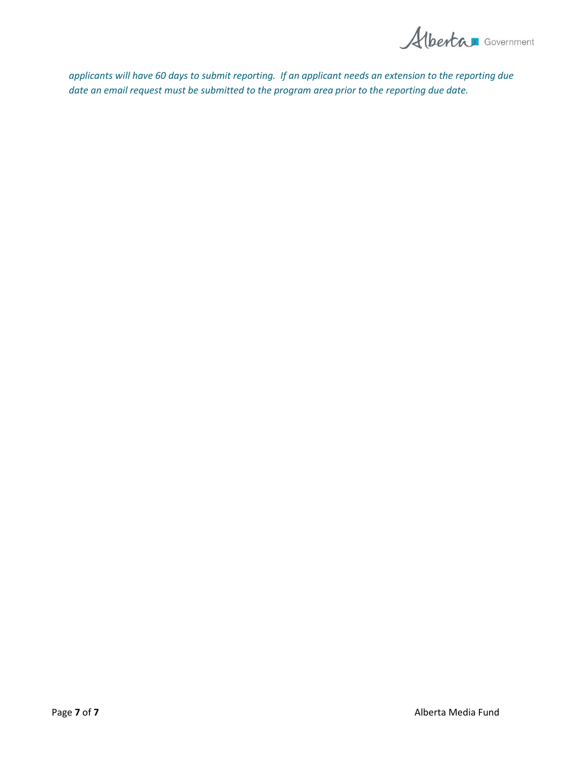*applicants will have 60 days to submit reporting. If an applicant needs an extension to the reporting due date an email request must be submitted to the program area prior to the reporting due date.*